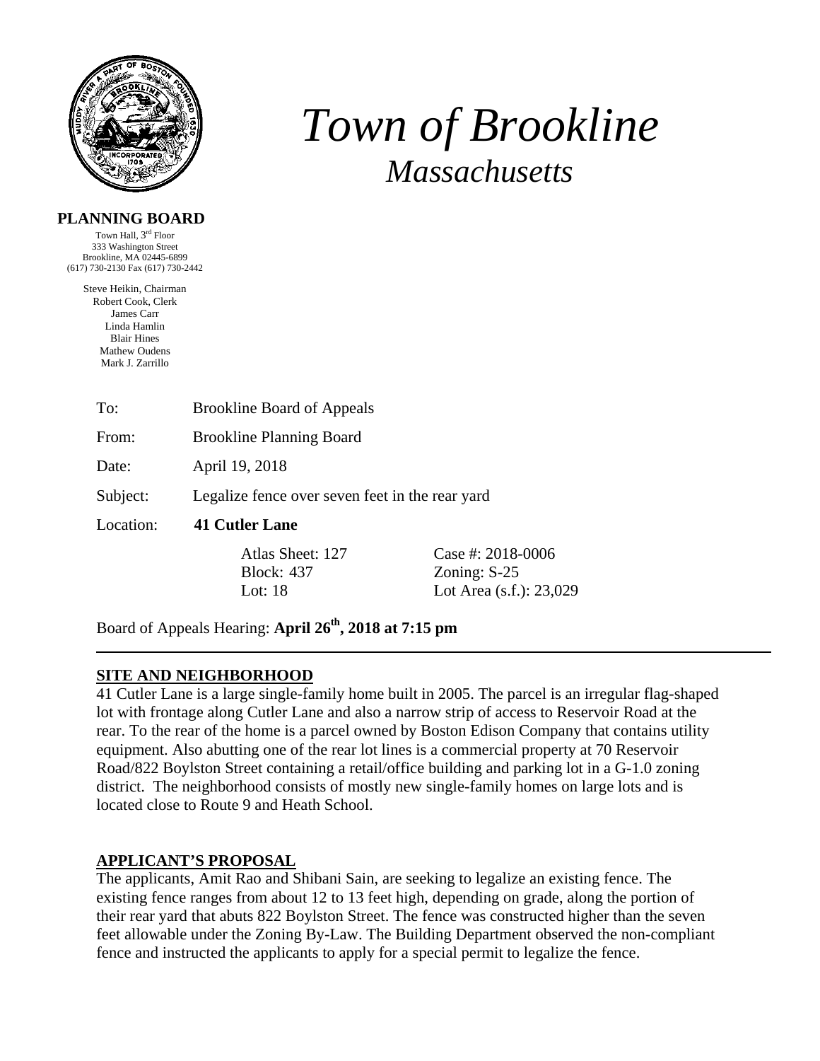# *Town of Brookline*

## *Massachusetts*

**PLANNING BOARD**

Town Hall, 3rd Floor
333 Washington Street
Brookline, MA 02445-6899
(617) 730-2130 Fax (617) 730-2442

Steve Heikin, Chairman
Robert Cook, Clerk
James Carr
Linda Hamlin
Blair Hines
Mathew Oudens
Mark J. Zarrillo

To: Brookline Board of Appeals

From: Brookline Planning Board

Date: April 19, 2018

Subject: Legalize fence over seven feet in the rear yard

Location: **41 Cutler Lane**

| | |
|---|---|
| Atlas Sheet: 127 | Case #: 2018-0006 |
| Block: 437 | Zoning: S-25 |
| Lot: 18 | Lot Area (s.f.): 23,029 |

Board of Appeals Hearing: **April 26th, 2018 at 7:15 pm**

---

## SITE AND NEIGHBORHOOD

41 Cutler Lane is a large single-family home built in 2005. The parcel is an irregular flag-shaped lot with frontage along Cutler Lane and also a narrow strip of access to Reservoir Road at the rear. To the rear of the home is a parcel owned by Boston Edison Company that contains utility equipment. Also abutting one of the rear lot lines is a commercial property at 70 Reservoir Road/822 Boylston Street containing a retail/office building and parking lot in a G-1.0 zoning district. The neighborhood consists of mostly new single-family homes on large lots and is located close to Route 9 and Heath School.

## APPLICANT'S PROPOSAL

The applicants, Amit Rao and Shibani Sain, are seeking to legalize an existing fence. The existing fence ranges from about 12 to 13 feet high, depending on grade, along the portion of their rear yard that abuts 822 Boylston Street. The fence was constructed higher than the seven feet allowable under the Zoning By-Law. The Building Department observed the non-compliant fence and instructed the applicants to apply for a special permit to legalize the fence.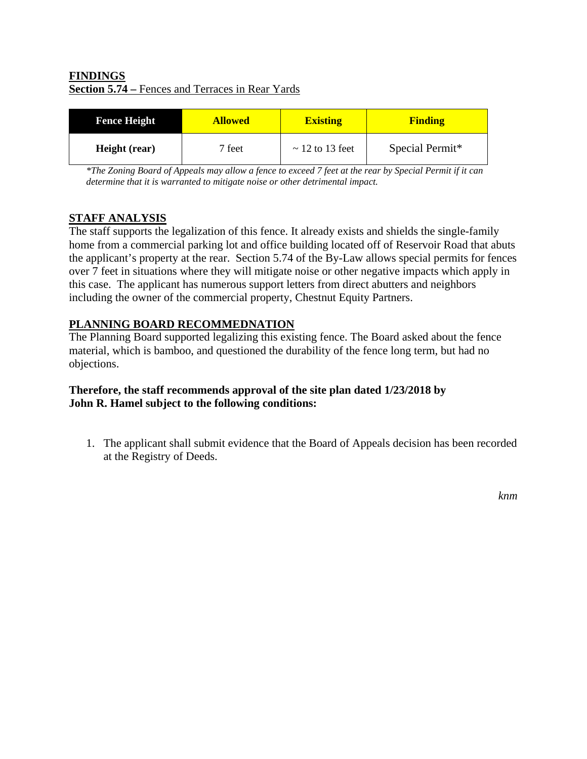**FINDINGS**
**Section 5.74 –** Fences and Terraces in Rear Yards

| Fence Height | Allowed | Existing | Finding |
|---|---|---|---|
| **Height (rear)** | 7 feet | ~ 12 to 13 feet | Special Permit* |

*\*The Zoning Board of Appeals may allow a fence to exceed 7 feet at the rear by Special Permit if it can determine that it is warranted to mitigate noise or other detrimental impact.*

**STAFF ANALYSIS**

The staff supports the legalization of this fence. It already exists and shields the single-family home from a commercial parking lot and office building located off of Reservoir Road that abuts the applicant's property at the rear. Section 5.74 of the By-Law allows special permits for fences over 7 feet in situations where they will mitigate noise or other negative impacts which apply in this case. The applicant has numerous support letters from direct abutters and neighbors including the owner of the commercial property, Chestnut Equity Partners.

**PLANNING BOARD RECOMMEDNATION**

The Planning Board supported legalizing this existing fence. The Board asked about the fence material, which is bamboo, and questioned the durability of the fence long term, but had no objections.

**Therefore, the staff recommends approval of the site plan dated 1/23/2018 by John R. Hamel subject to the following conditions:**

1. The applicant shall submit evidence that the Board of Appeals decision has been recorded at the Registry of Deeds.

*knm*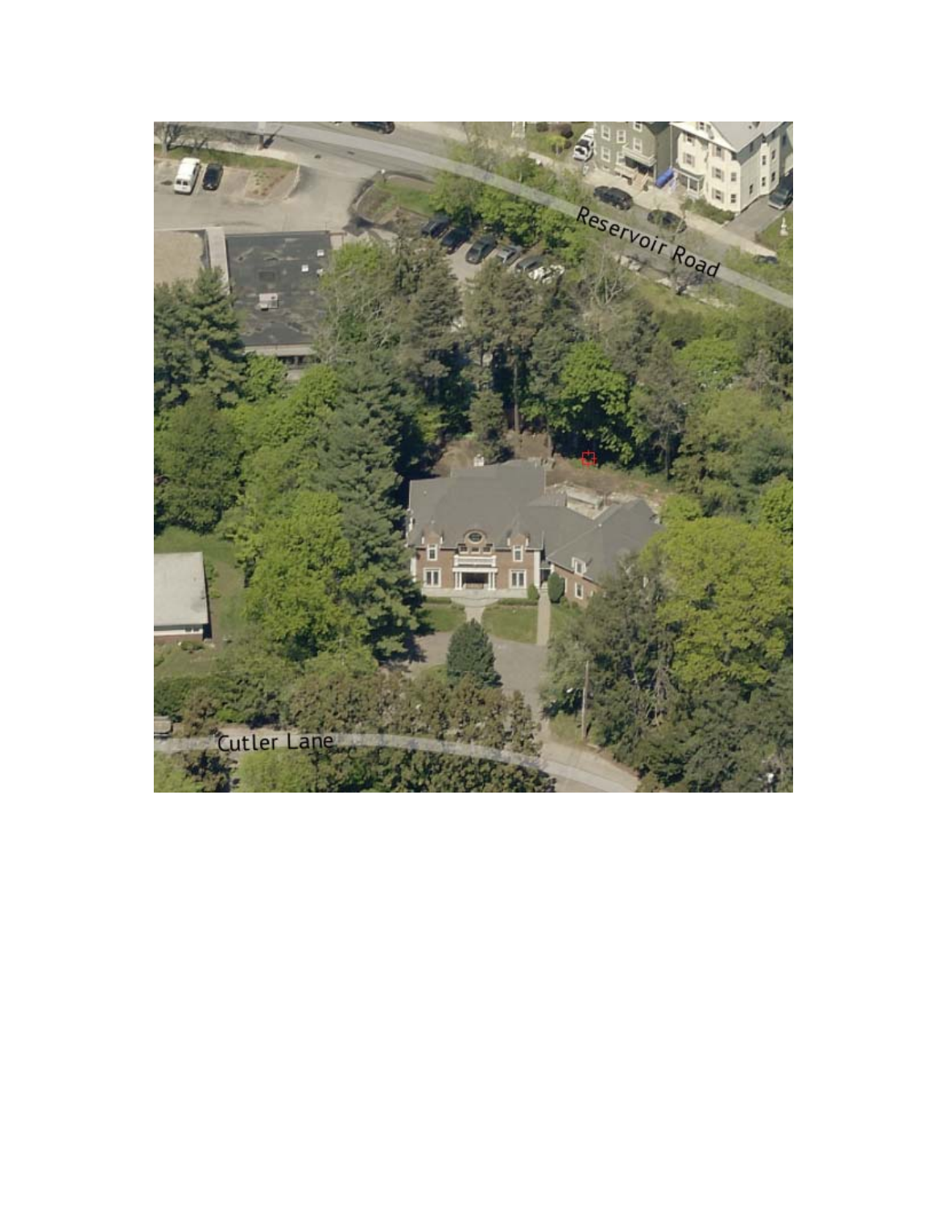Reservoir Road

Cutler Lane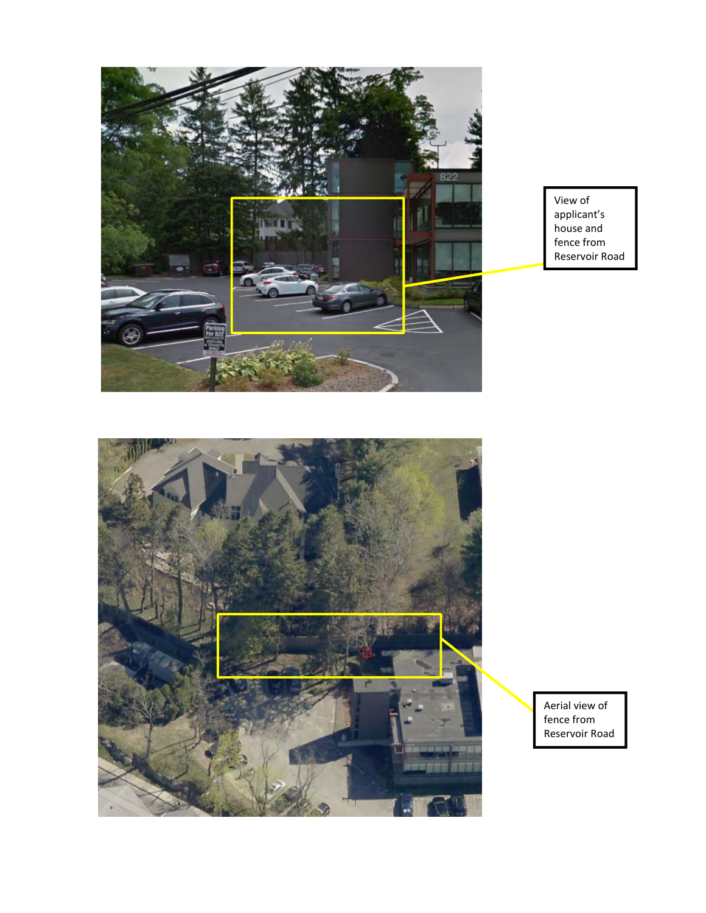View of applicant's house and fence from Reservoir Road

Aerial view of fence from Reservoir Road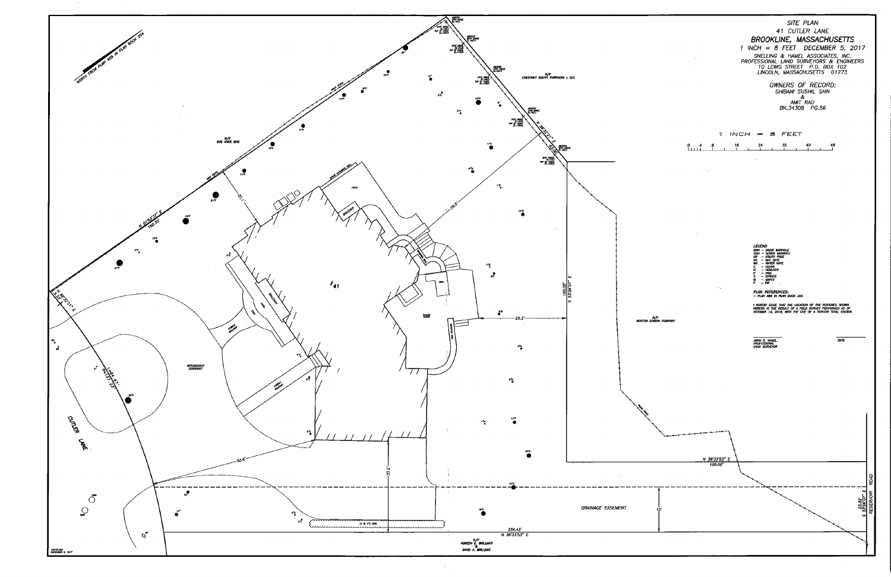# SITE PLAN

## 41 CUTLER LANE

## BROOKLINE, MASSACHUSETTS

1 INCH = 8 FEET DECEMBER 5, 2017

SNELLING & HAMEL ASSOCIATES, INC.
PROFESSIONAL LAND SURVEYORS & ENGINEERS
10 LEWIS STREET P.O. BOX 102
LINCOLN, MASSACHUSETTS 01773

OWNERS OF RECORD:
SHIBANI SUSHIL SAIN
&
AMIT RAO
BK.34308 PG.56

1 INCH = 8 FEET

0 4 8 16 24 32 40 48

NORTH FROM PLAN 469 IN PLAN BOOK 204

N/F SUE ANNE ENG

N/F CHESTNUT EQUITY PARTNERS I, LLC

N 01°53'37" E 160.70'

N/F BOSTON EDISON COMPANY

100.00' S 53°26'07" E

N 38°33'53" E 100.00'

234.43' N 38°33'53" E

N/F NOREEN E. BRILLIANT & DAVID A. BRILLIANT

CUTLER LANE

RESERVOIR ROAD

DRAINAGE EASEMENT

15'

#41

BITUMINOUS DRIVEWAY

BALCONY

29.2'

20.1'

29.5'

30.2'

33.6'

L=84.67' R=137.23'

LEGEND
DMH – DRAIN MANHOLE
SMH – SEWER MANHOLE
UP – UTILITY POLE
GG – GAS GATE
WG – WATER GATE
C – CEDAR
H – HEMLOCK
P – PINE
S – SPRUCE
M – MAPLE
F – FIR

PLAN REFERENCES:
– PLAN 469 IN PLAN BOOK 204

I HEREBY STATE THAT THE LOCATION OF THE FEATURES SHOWN HEREON IS THE RESULT OF A FIELD SURVEY PERFORMED AS OF OCTOBER 13, 2016, WITH THE USE OF A TOPCON TOTAL STATION.

JOHN R. HAMEL
PROFESSIONAL LAND SURVEYOR

DATE